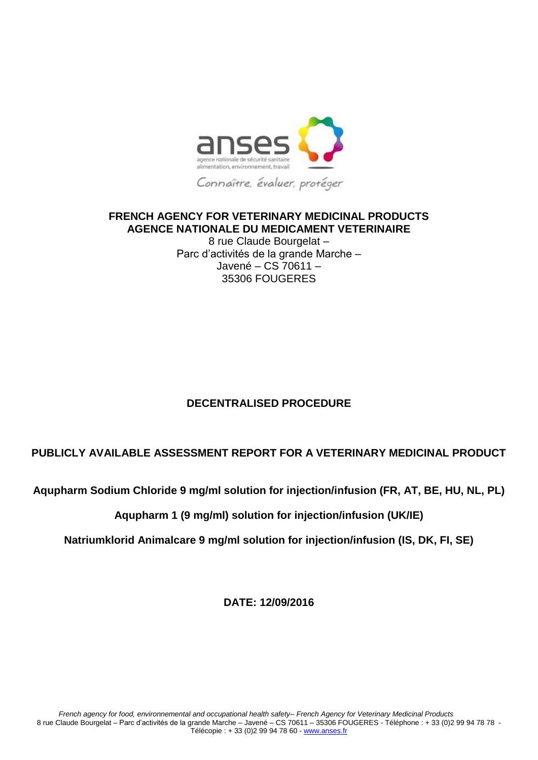anses

agence nationale de sécurité sanitaire
alimentation, environnement, travail

Connaître, évaluer, protéger

**FRENCH AGENCY FOR VETERINARY MEDICINAL PRODUCTS**
**AGENCE NATIONALE DU MEDICAMENT VETERINAIRE**
8 rue Claude Bourgelat –
Parc d'activités de la grande Marche –
Javené – CS 70611 –
35306 FOUGERES

**DECENTRALISED PROCEDURE**

**PUBLICLY AVAILABLE ASSESSMENT REPORT FOR A VETERINARY MEDICINAL PRODUCT**

**Aqupharm Sodium Chloride 9 mg/ml solution for injection/infusion (FR, AT, BE, HU, NL, PL)**

**Aqupharm 1 (9 mg/ml) solution for injection/infusion (UK/IE)**

**Natriumklorid Animalcare 9 mg/ml solution for injection/infusion (IS, DK, FI, SE)**

**DATE: 12/09/2016**

*French agency for food, environnemental and occupational health safety– French Agency for Veterinary Medicinal Products*
8 rue Claude Bourgelat – Parc d'activités de la grande Marche – Javené – CS 70611 – 35306 FOUGERES - Téléphone : + 33 (0)2 99 94 78 78 - Télécopie : + 33 (0)2 99 94 78 60 - www.anses.fr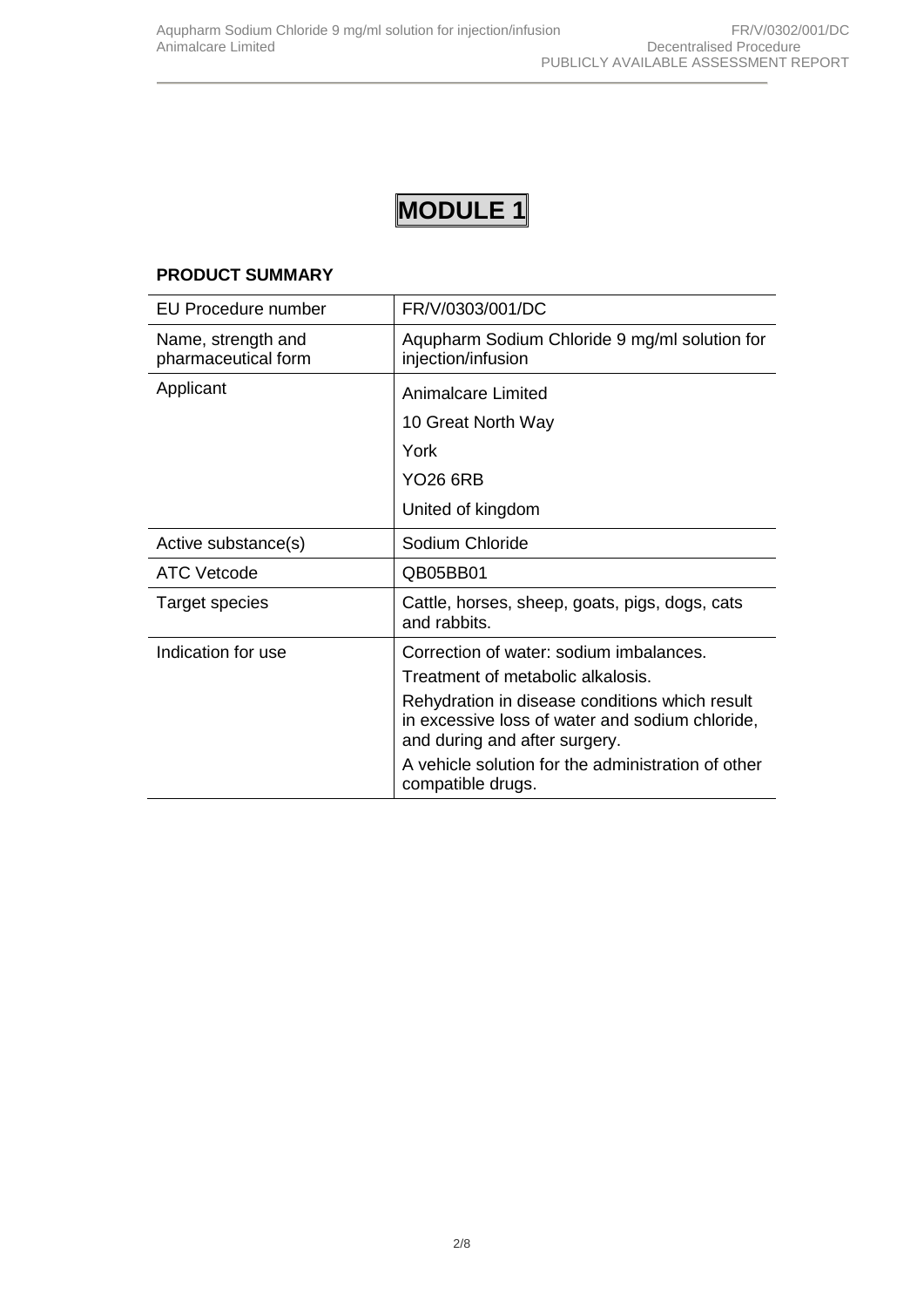# MODULE 1

**PRODUCT SUMMARY**

| EU Procedure number | FR/V/0303/001/DC |
|---|---|
| Name, strength and pharmaceutical form | Aqupharm Sodium Chloride 9 mg/ml solution for injection/infusion |
| Applicant | Animalcare Limited<br>10 Great North Way<br>York<br>YO26 6RB<br>United of kingdom |
| Active substance(s) | Sodium Chloride |
| ATC Vetcode | QB05BB01 |
| Target species | Cattle, horses, sheep, goats, pigs, dogs, cats and rabbits. |
| Indication for use | Correction of water: sodium imbalances.<br>Treatment of metabolic alkalosis.<br>Rehydration in disease conditions which result in excessive loss of water and sodium chloride, and during and after surgery.<br>A vehicle solution for the administration of other compatible drugs. |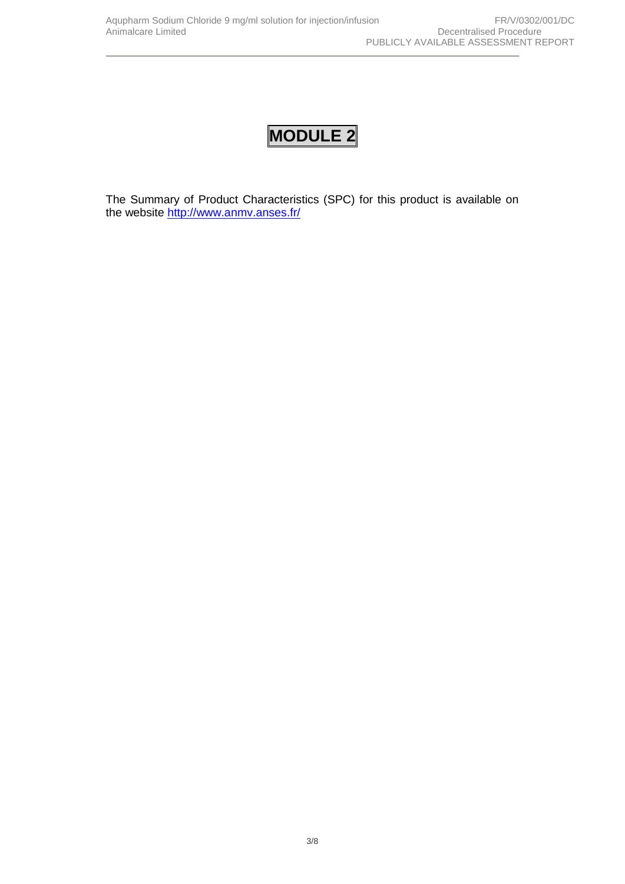# MODULE 2

The Summary of Product Characteristics (SPC) for this product is available on the website http://www.anmv.anses.fr/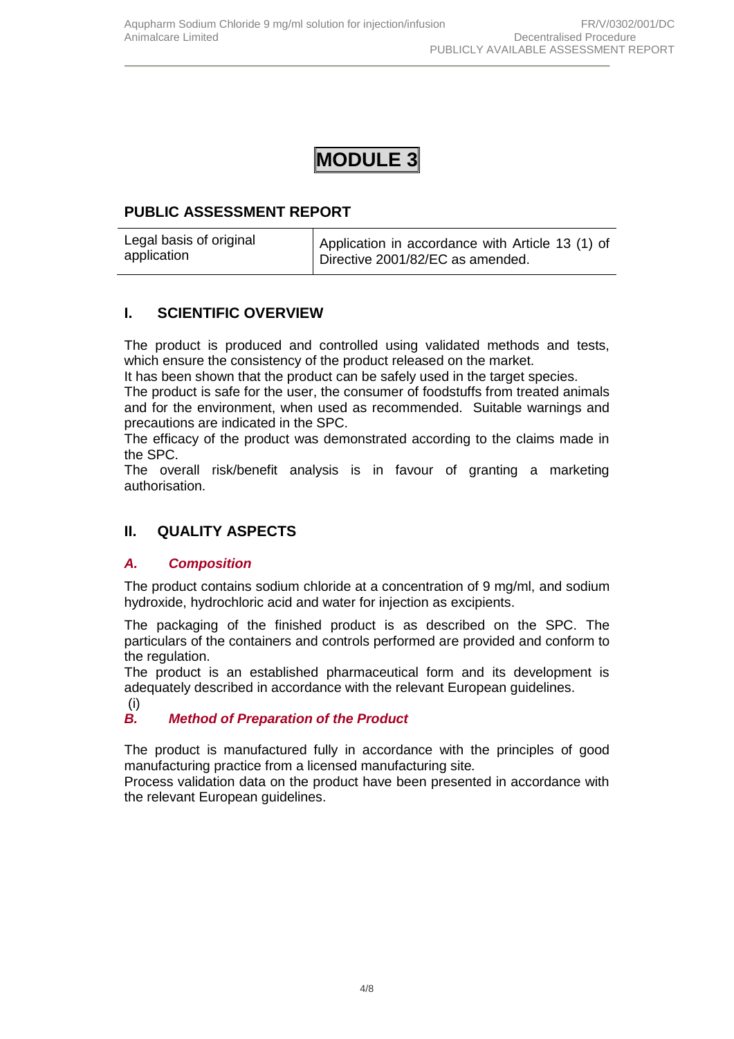# MODULE 3

## PUBLIC ASSESSMENT REPORT

| Legal basis of original application | Application in accordance with Article 13 (1) of Directive 2001/82/EC as amended. |
|---|---|

## I. SCIENTIFIC OVERVIEW

The product is produced and controlled using validated methods and tests, which ensure the consistency of the product released on the market.
It has been shown that the product can be safely used in the target species.
The product is safe for the user, the consumer of foodstuffs from treated animals and for the environment, when used as recommended. Suitable warnings and precautions are indicated in the SPC.
The efficacy of the product was demonstrated according to the claims made in the SPC.
The overall risk/benefit analysis is in favour of granting a marketing authorisation.

## II. QUALITY ASPECTS

### *A. Composition*

The product contains sodium chloride at a concentration of 9 mg/ml, and sodium hydroxide, hydrochloric acid and water for injection as excipients.

The packaging of the finished product is as described on the SPC. The particulars of the containers and controls performed are provided and conform to the regulation.
The product is an established pharmaceutical form and its development is adequately described in accordance with the relevant European guidelines.
(i)

### *B. Method of Preparation of the Product*

The product is manufactured fully in accordance with the principles of good manufacturing practice from a licensed manufacturing site*.*
Process validation data on the product have been presented in accordance with the relevant European guidelines.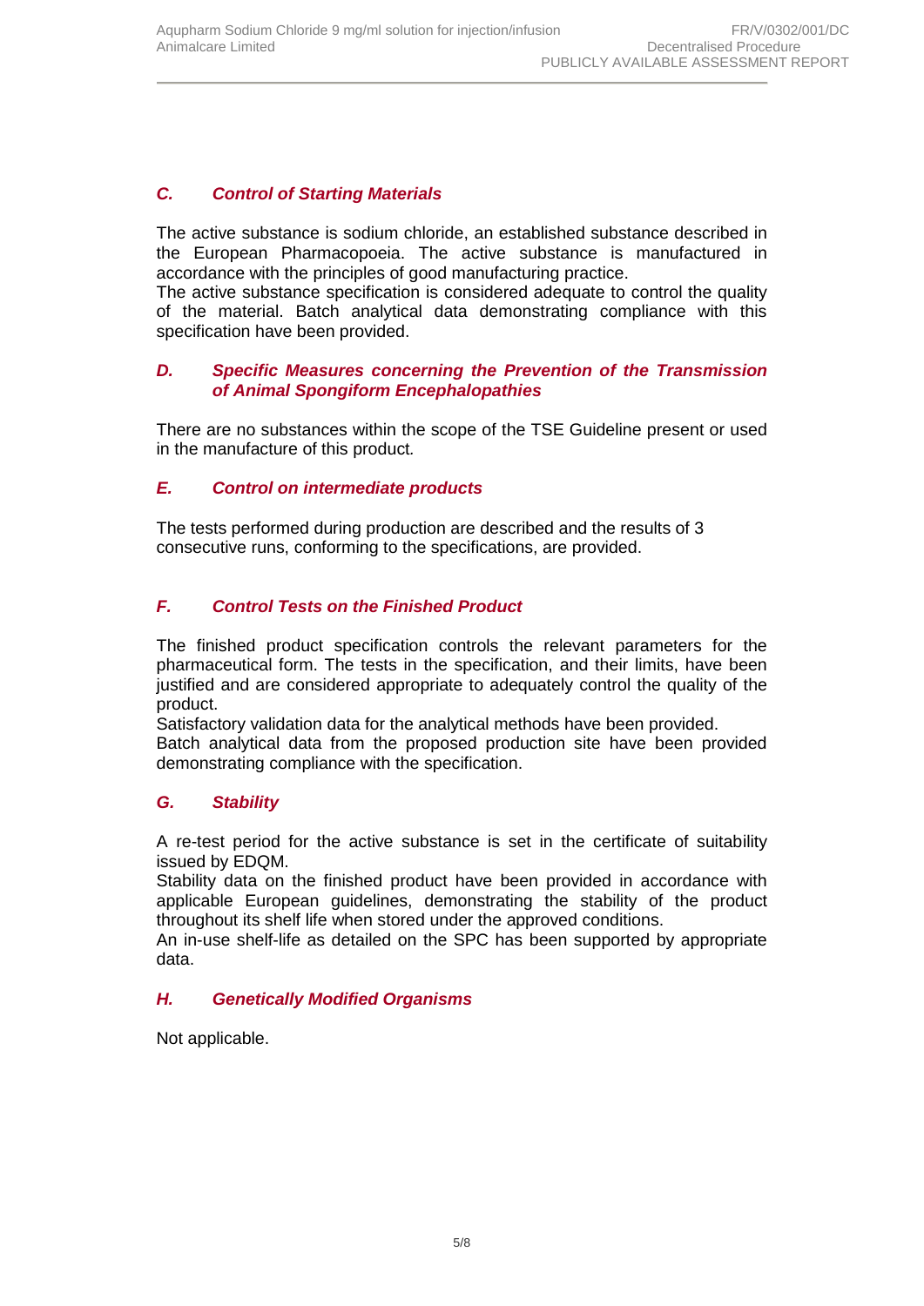## *C. Control of Starting Materials*

The active substance is sodium chloride, an established substance described in the European Pharmacopoeia. The active substance is manufactured in accordance with the principles of good manufacturing practice.
The active substance specification is considered adequate to control the quality of the material. Batch analytical data demonstrating compliance with this specification have been provided.

## *D. Specific Measures concerning the Prevention of the Transmission of Animal Spongiform Encephalopathies*

There are no substances within the scope of the TSE Guideline present or used in the manufacture of this product.

## *E. Control on intermediate products*

The tests performed during production are described and the results of 3 consecutive runs, conforming to the specifications, are provided.

## *F. Control Tests on the Finished Product*

The finished product specification controls the relevant parameters for the pharmaceutical form. The tests in the specification, and their limits, have been justified and are considered appropriate to adequately control the quality of the product.
Satisfactory validation data for the analytical methods have been provided.
Batch analytical data from the proposed production site have been provided demonstrating compliance with the specification.

## *G. Stability*

A re-test period for the active substance is set in the certificate of suitability issued by EDQM.
Stability data on the finished product have been provided in accordance with applicable European guidelines, demonstrating the stability of the product throughout its shelf life when stored under the approved conditions.
An in-use shelf-life as detailed on the SPC has been supported by appropriate data.

## *H. Genetically Modified Organisms*

Not applicable.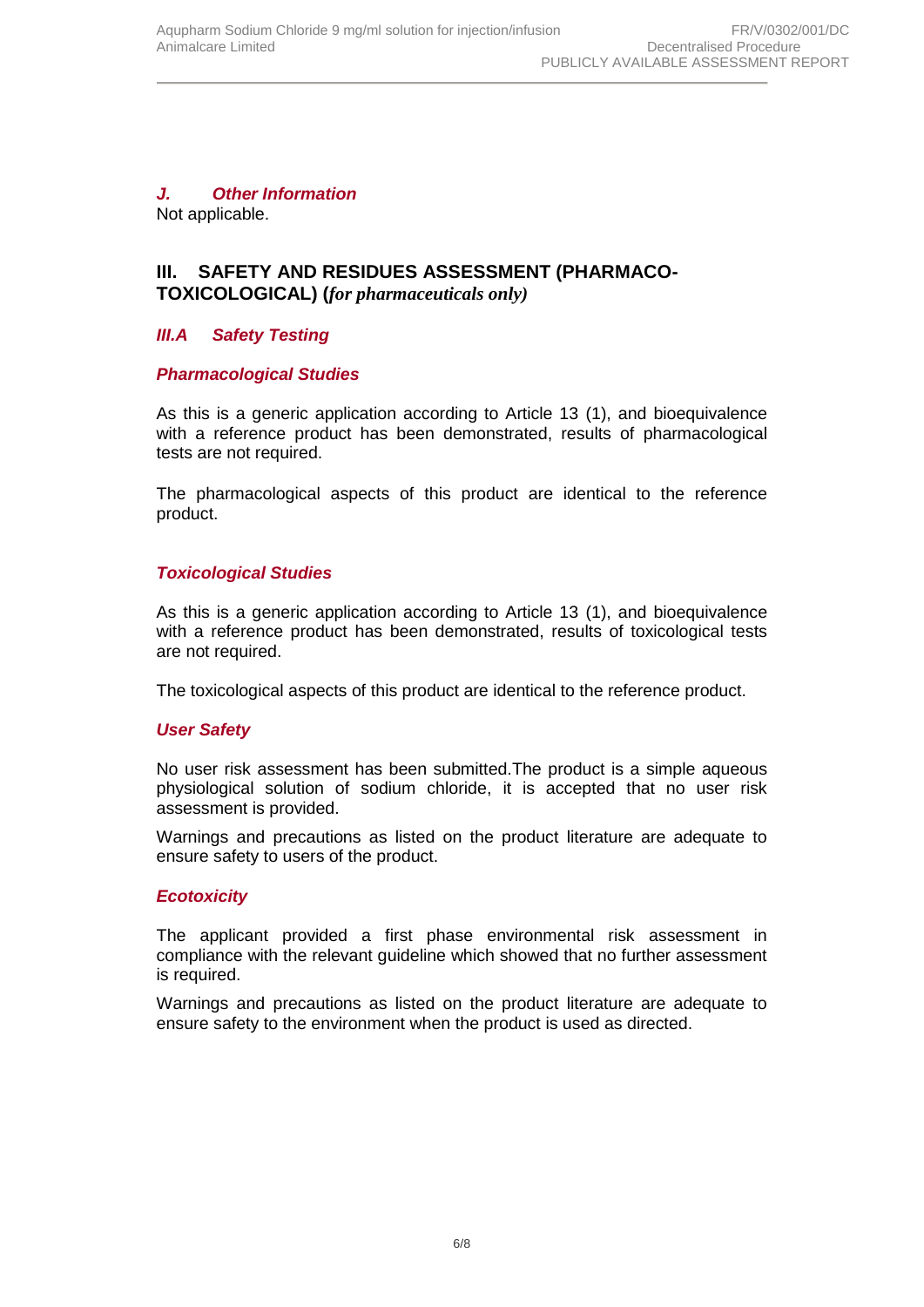### *J. Other Information*

Not applicable.

## III. SAFETY AND RESIDUES ASSESSMENT (PHARMACO-TOXICOLOGICAL) (*for pharmaceuticals only)*

### *III.A Safety Testing*

#### *Pharmacological Studies*

As this is a generic application according to Article 13 (1), and bioequivalence with a reference product has been demonstrated, results of pharmacological tests are not required.

The pharmacological aspects of this product are identical to the reference product.

#### *Toxicological Studies*

As this is a generic application according to Article 13 (1), and bioequivalence with a reference product has been demonstrated, results of toxicological tests are not required.

The toxicological aspects of this product are identical to the reference product.

#### *User Safety*

No user risk assessment has been submitted.The product is a simple aqueous physiological solution of sodium chloride, it is accepted that no user risk assessment is provided.

Warnings and precautions as listed on the product literature are adequate to ensure safety to users of the product.

#### *Ecotoxicity*

The applicant provided a first phase environmental risk assessment in compliance with the relevant guideline which showed that no further assessment is required.

Warnings and precautions as listed on the product literature are adequate to ensure safety to the environment when the product is used as directed.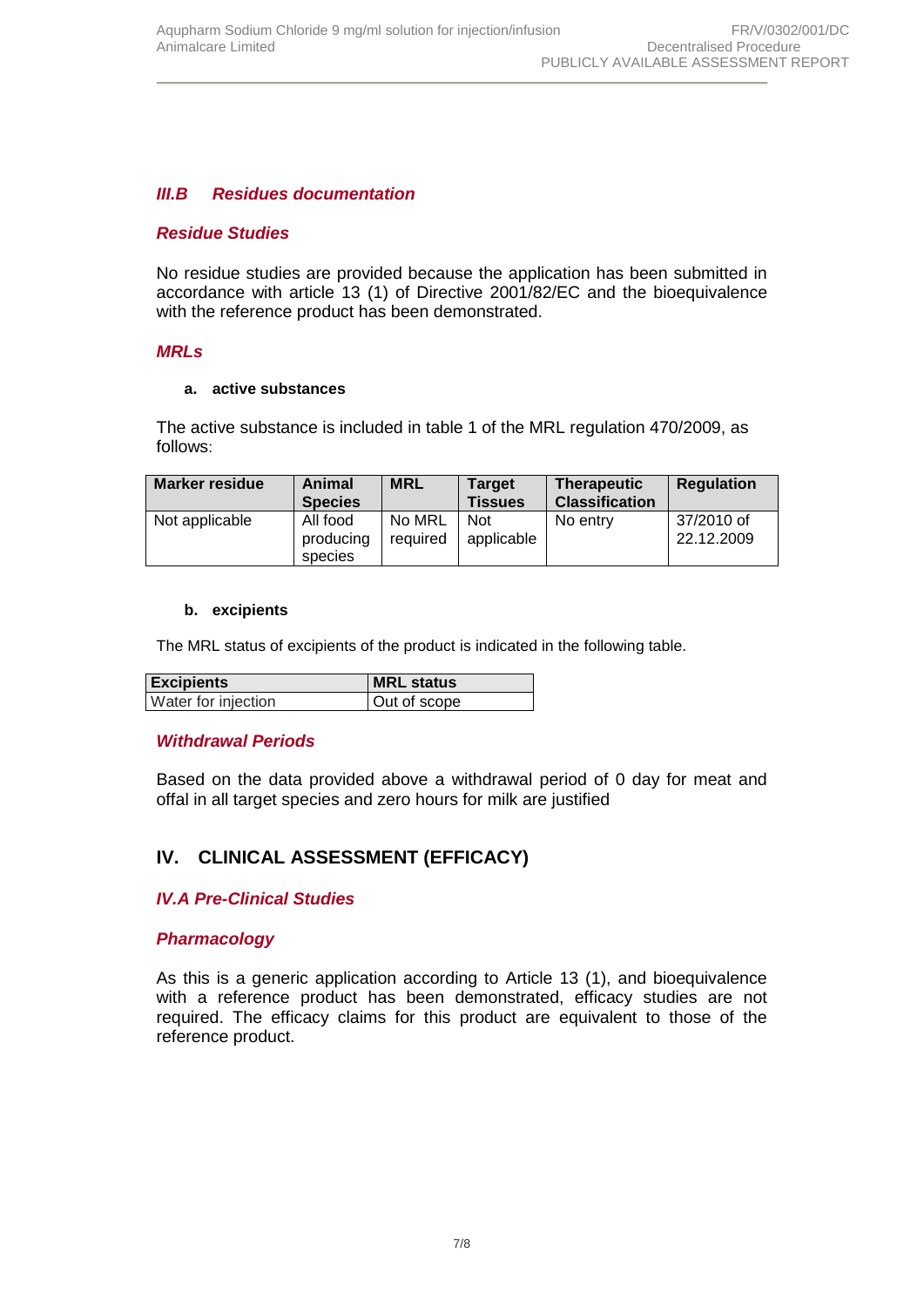### *III.B Residues documentation*

#### *Residue Studies*

No residue studies are provided because the application has been submitted in accordance with article 13 (1) of Directive 2001/82/EC and the bioequivalence with the reference product has been demonstrated.

#### *MRLs*

**a. active substances**

The active substance is included in table 1 of the MRL regulation 470/2009, as follows:

| Marker residue | Animal Species | MRL | Target Tissues | Therapeutic Classification | Regulation |
|---|---|---|---|---|---|
| Not applicable | All food producing species | No MRL required | Not applicable | No entry | 37/2010 of 22.12.2009 |

**b. excipients**

The MRL status of excipients of the product is indicated in the following table.

| Excipients | MRL status |
|---|---|
| Water for injection | Out of scope |

#### *Withdrawal Periods*

Based on the data provided above a withdrawal period of 0 day for meat and offal in all target species and zero hours for milk are justified

## IV. CLINICAL ASSESSMENT (EFFICACY)

### *IV.A Pre-Clinical Studies*

#### *Pharmacology*

As this is a generic application according to Article 13 (1), and bioequivalence with a reference product has been demonstrated, efficacy studies are not required. The efficacy claims for this product are equivalent to those of the reference product.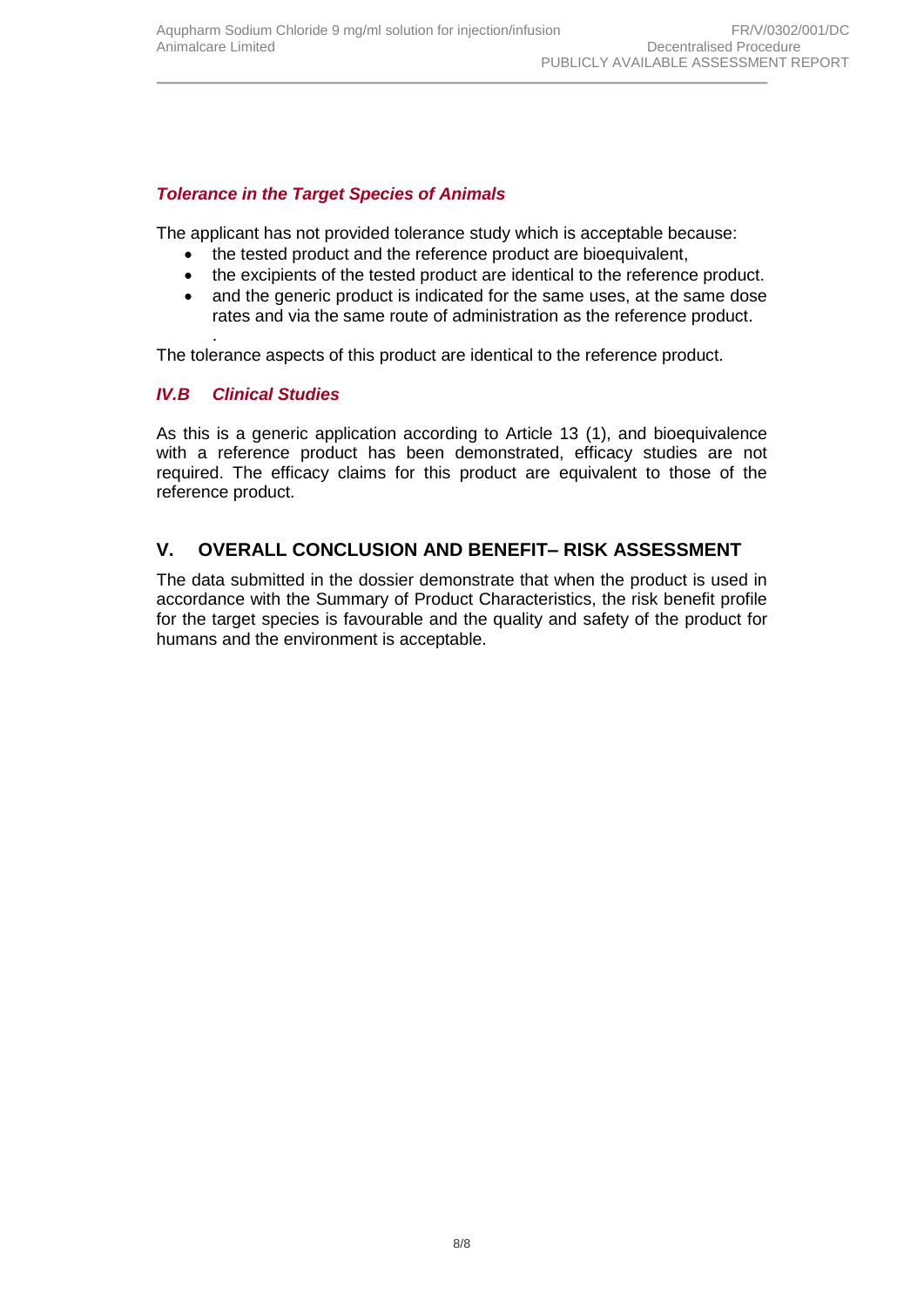### *Tolerance in the Target Species of Animals*

The applicant has not provided tolerance study which is acceptable because:

- the tested product and the reference product are bioequivalent,
- the excipients of the tested product are identical to the reference product.
- and the generic product is indicated for the same uses, at the same dose rates and via the same route of administration as the reference product.

.

The tolerance aspects of this product are identical to the reference product.

### *IV.B Clinical Studies*

As this is a generic application according to Article 13 (1), and bioequivalence with a reference product has been demonstrated, efficacy studies are not required. The efficacy claims for this product are equivalent to those of the reference product.

## V. OVERALL CONCLUSION AND BENEFIT– RISK ASSESSMENT

The data submitted in the dossier demonstrate that when the product is used in accordance with the Summary of Product Characteristics, the risk benefit profile for the target species is favourable and the quality and safety of the product for humans and the environment is acceptable.